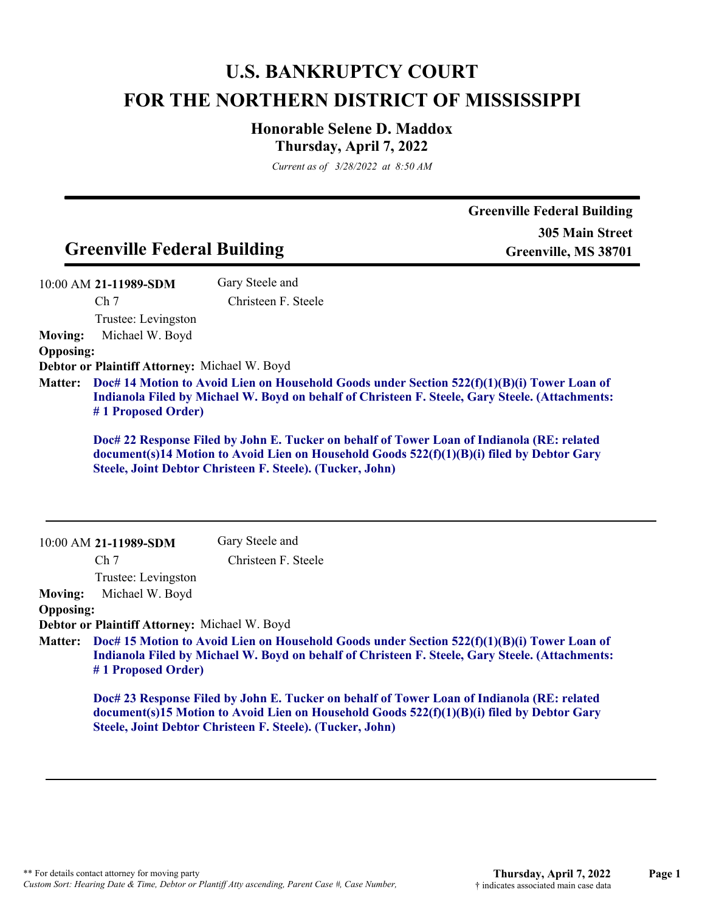# U.S. BANKRUPTCY COURT
# FOR THE NORTHERN DISTRICT OF MISSISSIPPI

### Honorable Selene D. Maddox
### Thursday, April 7, 2022

*Current as of 3/28/2022 at 8:50 AM*

---

## Greenville Federal Building

**Greenville Federal Building**
**305 Main Street**
**Greenville, MS 38701**

---

10:00 AM **21-11989-SDM** Gary Steele and Christeen F. Steele

Ch 7

Trustee: Levingston

**Moving:** Michael W. Boyd

**Opposing:**

**Debtor or Plaintiff Attorney:** Michael W. Boyd

**Matter:** **Doc# 14 Motion to Avoid Lien on Household Goods under Section 522(f)(1)(B)(i) Tower Loan of Indianola Filed by Michael W. Boyd on behalf of Christeen F. Steele, Gary Steele. (Attachments: # 1 Proposed Order)**

**Doc# 22 Response Filed by John E. Tucker on behalf of Tower Loan of Indianola (RE: related document(s)14 Motion to Avoid Lien on Household Goods 522(f)(1)(B)(i) filed by Debtor Gary Steele, Joint Debtor Christeen F. Steele). (Tucker, John)**

---

10:00 AM **21-11989-SDM** Gary Steele and Christeen F. Steele

Ch 7

Trustee: Levingston

**Moving:** Michael W. Boyd

**Opposing:**

**Debtor or Plaintiff Attorney:** Michael W. Boyd

**Matter:** **Doc# 15 Motion to Avoid Lien on Household Goods under Section 522(f)(1)(B)(i) Tower Loan of Indianola Filed by Michael W. Boyd on behalf of Christeen F. Steele, Gary Steele. (Attachments: # 1 Proposed Order)**

**Doc# 23 Response Filed by John E. Tucker on behalf of Tower Loan of Indianola (RE: related document(s)15 Motion to Avoid Lien on Household Goods 522(f)(1)(B)(i) filed by Debtor Gary Steele, Joint Debtor Christeen F. Steele). (Tucker, John)**

---

** For details contact attorney for moving party
*Custom Sort: Hearing Date & Time, Debtor or Plantiff Atty ascending, Parent Case #, Case Number,*

† indicates associated main case data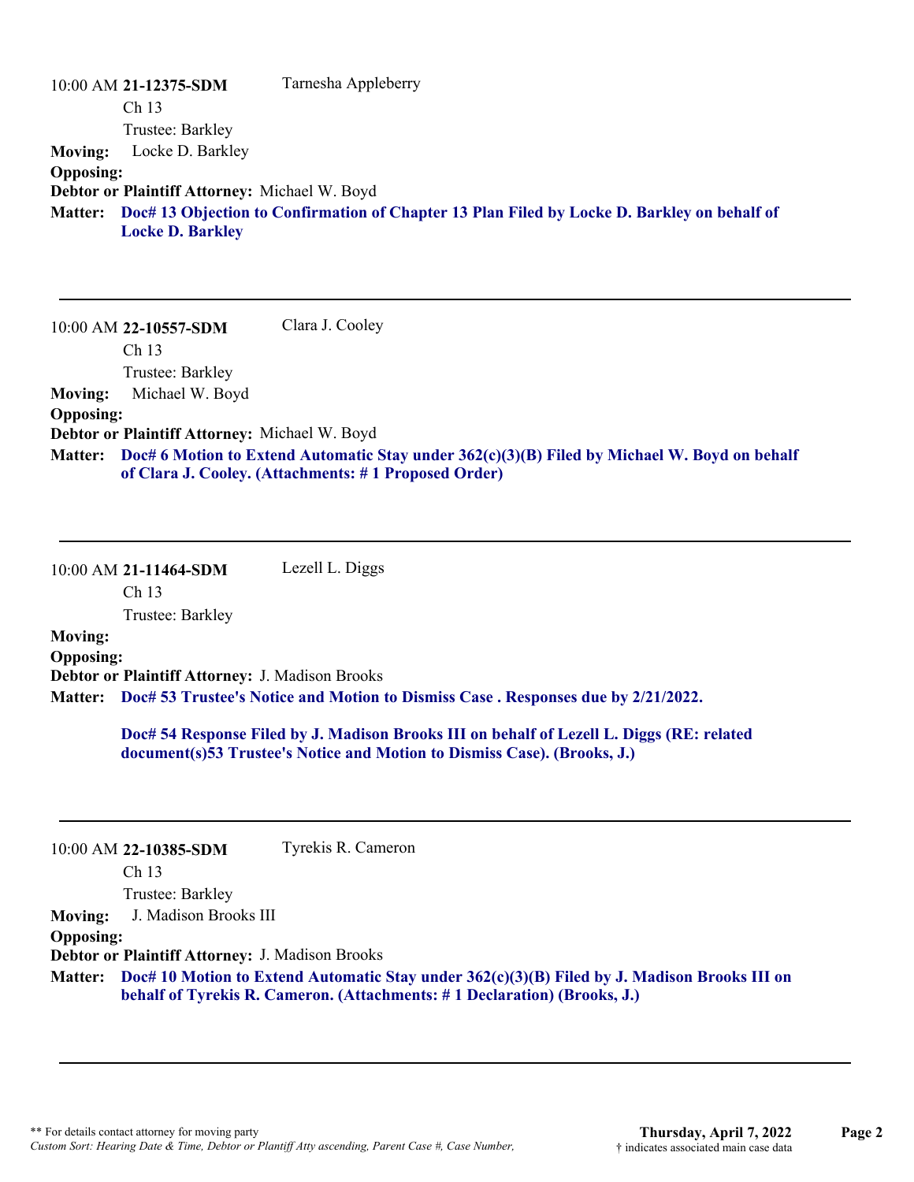10:00 AM **21-12375-SDM** Tarnesha Appleberry
Ch 13
Trustee: Barkley

**Moving:** Locke D. Barkley
**Opposing:**
**Debtor or Plaintiff Attorney:** Michael W. Boyd
**Matter:** **Doc# 13 Objection to Confirmation of Chapter 13 Plan Filed by Locke D. Barkley on behalf of Locke D. Barkley**

---

10:00 AM **22-10557-SDM** Clara J. Cooley
Ch 13
Trustee: Barkley

**Moving:** Michael W. Boyd
**Opposing:**
**Debtor or Plaintiff Attorney:** Michael W. Boyd
**Matter:** **Doc# 6 Motion to Extend Automatic Stay under 362(c)(3)(B) Filed by Michael W. Boyd on behalf of Clara J. Cooley. (Attachments: # 1 Proposed Order)**

---

10:00 AM **21-11464-SDM** Lezell L. Diggs
Ch 13
Trustee: Barkley

**Moving:**
**Opposing:**
**Debtor or Plaintiff Attorney:** J. Madison Brooks
**Matter:** **Doc# 53 Trustee's Notice and Motion to Dismiss Case . Responses due by 2/21/2022.**

**Doc# 54 Response Filed by J. Madison Brooks III on behalf of Lezell L. Diggs (RE: related document(s)53 Trustee's Notice and Motion to Dismiss Case). (Brooks, J.)**

---

10:00 AM **22-10385-SDM** Tyrekis R. Cameron
Ch 13
Trustee: Barkley

**Moving:** J. Madison Brooks III
**Opposing:**
**Debtor or Plaintiff Attorney:** J. Madison Brooks
**Matter:** **Doc# 10 Motion to Extend Automatic Stay under 362(c)(3)(B) Filed by J. Madison Brooks III on behalf of Tyrekis R. Cameron. (Attachments: # 1 Declaration) (Brooks, J.)**

---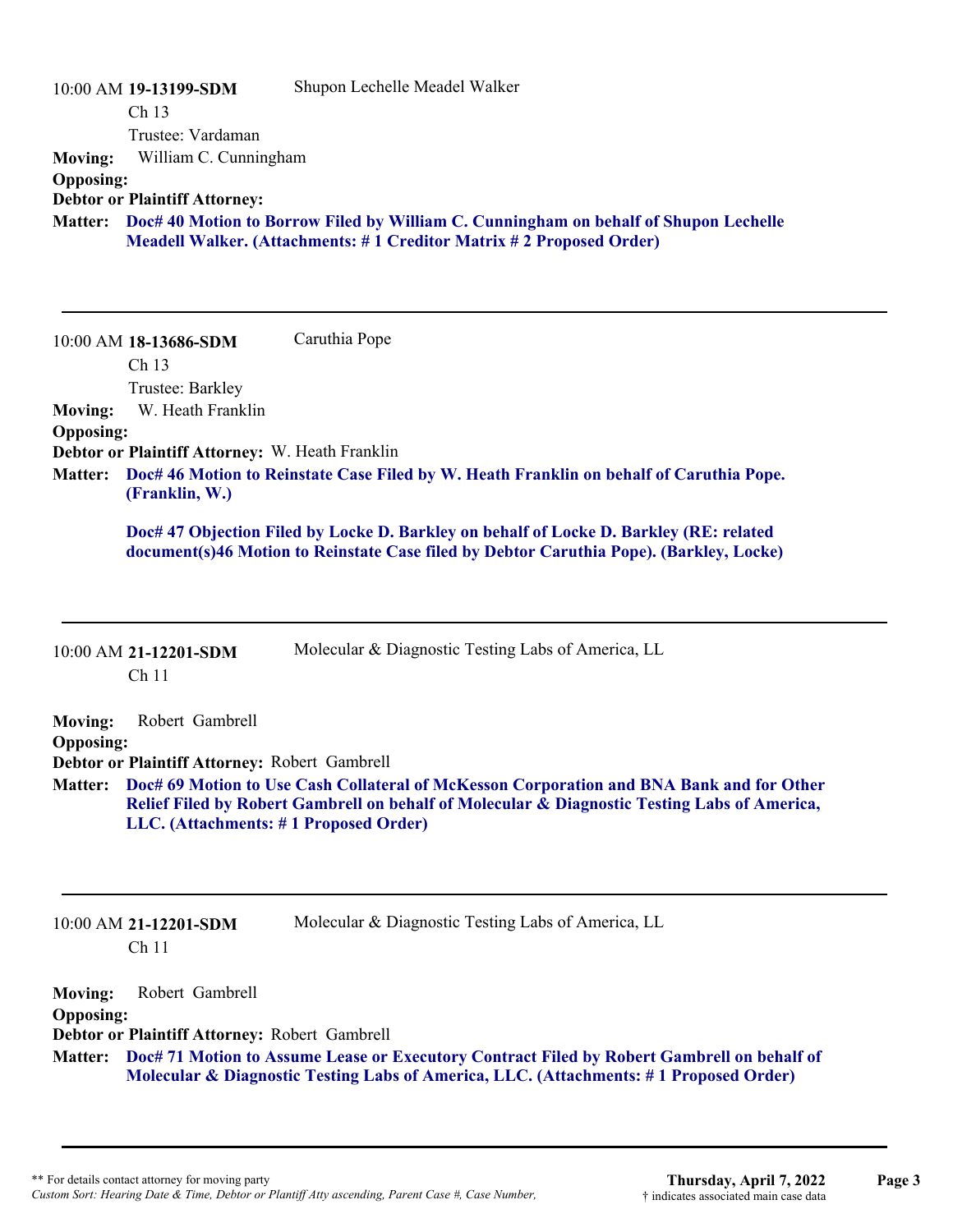10:00 AM **19-13199-SDM** Shupon Lechelle Meadel Walker

Ch 13

Trustee: Vardaman

**Moving:** William C. Cunningham

**Opposing:**

**Debtor or Plaintiff Attorney:**

**Matter:** **Doc# 40 Motion to Borrow Filed by William C. Cunningham on behalf of Shupon Lechelle Meadell Walker. (Attachments: # 1 Creditor Matrix # 2 Proposed Order)**

---

10:00 AM **18-13686-SDM** Caruthia Pope

Ch 13

Trustee: Barkley

**Moving:** W. Heath Franklin

**Opposing:**

**Debtor or Plaintiff Attorney:** W. Heath Franklin

**Matter:** **Doc# 46 Motion to Reinstate Case Filed by W. Heath Franklin on behalf of Caruthia Pope. (Franklin, W.)**

**Doc# 47 Objection Filed by Locke D. Barkley on behalf of Locke D. Barkley (RE: related document(s)46 Motion to Reinstate Case filed by Debtor Caruthia Pope). (Barkley, Locke)**

---

10:00 AM **21-12201-SDM** Molecular & Diagnostic Testing Labs of America, LL

Ch 11

**Moving:** Robert Gambrell

**Opposing:**

**Debtor or Plaintiff Attorney:** Robert Gambrell

**Matter:** **Doc# 69 Motion to Use Cash Collateral of McKesson Corporation and BNA Bank and for Other Relief Filed by Robert Gambrell on behalf of Molecular & Diagnostic Testing Labs of America, LLC. (Attachments: # 1 Proposed Order)**

---

10:00 AM **21-12201-SDM** Molecular & Diagnostic Testing Labs of America, LL

Ch 11

**Moving:** Robert Gambrell

**Opposing:**

**Debtor or Plaintiff Attorney:** Robert Gambrell

**Matter:** **Doc# 71 Motion to Assume Lease or Executory Contract Filed by Robert Gambrell on behalf of Molecular & Diagnostic Testing Labs of America, LLC. (Attachments: # 1 Proposed Order)**

---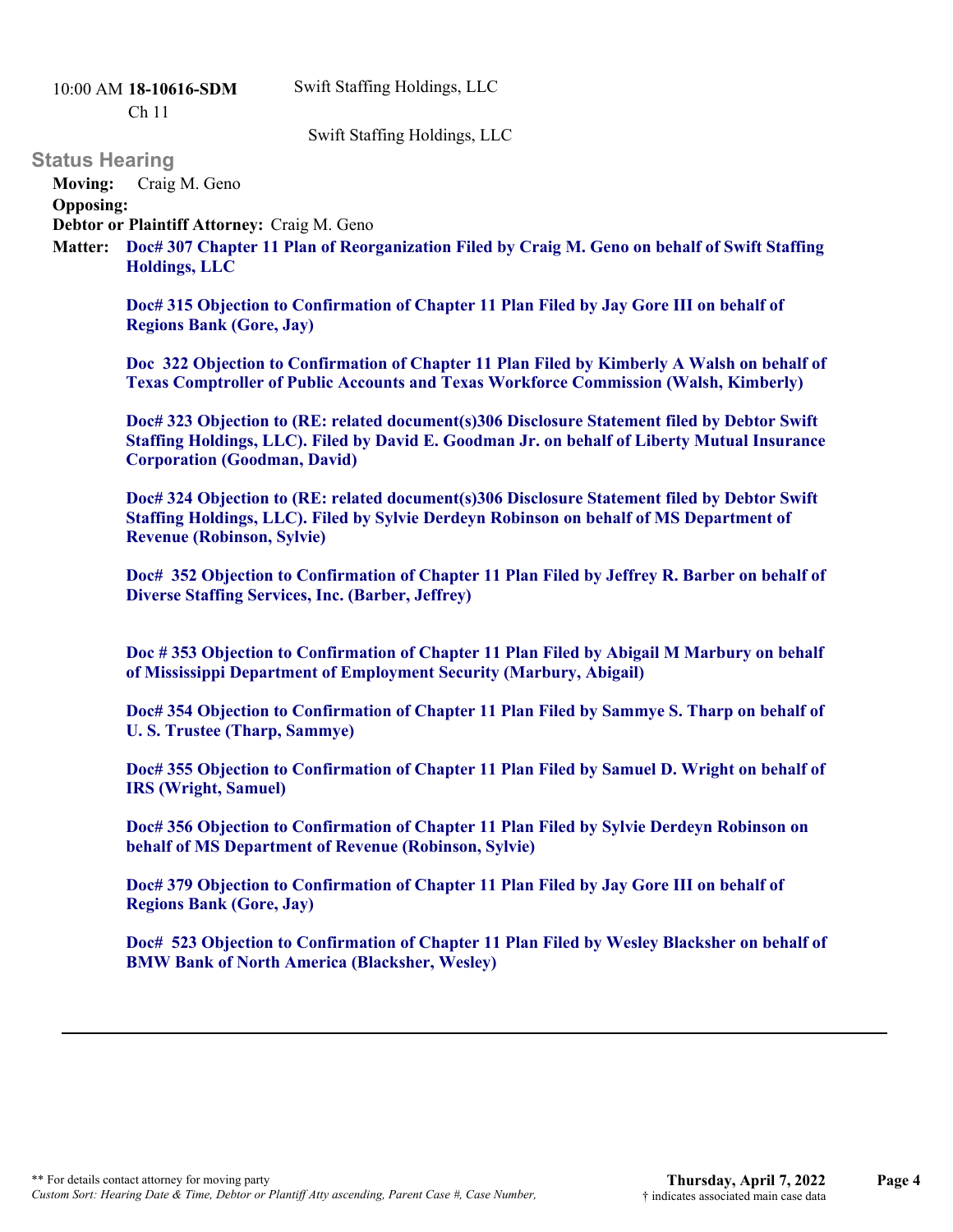10:00 AM **18-10616-SDM** Swift Staffing Holdings, LLC
Ch 11

Swift Staffing Holdings, LLC

## Status Hearing

**Moving:** Craig M. Geno

**Opposing:**

**Debtor or Plaintiff Attorney:** Craig M. Geno

**Matter:** **Doc# 307 Chapter 11 Plan of Reorganization Filed by Craig M. Geno on behalf of Swift Staffing Holdings, LLC**

**Doc# 315 Objection to Confirmation of Chapter 11 Plan Filed by Jay Gore III on behalf of Regions Bank (Gore, Jay)**

**Doc 322 Objection to Confirmation of Chapter 11 Plan Filed by Kimberly A Walsh on behalf of Texas Comptroller of Public Accounts and Texas Workforce Commission (Walsh, Kimberly)**

**Doc# 323 Objection to (RE: related document(s)306 Disclosure Statement filed by Debtor Swift Staffing Holdings, LLC). Filed by David E. Goodman Jr. on behalf of Liberty Mutual Insurance Corporation (Goodman, David)**

**Doc# 324 Objection to (RE: related document(s)306 Disclosure Statement filed by Debtor Swift Staffing Holdings, LLC). Filed by Sylvie Derdeyn Robinson on behalf of MS Department of Revenue (Robinson, Sylvie)**

**Doc# 352 Objection to Confirmation of Chapter 11 Plan Filed by Jeffrey R. Barber on behalf of Diverse Staffing Services, Inc. (Barber, Jeffrey)**

**Doc # 353 Objection to Confirmation of Chapter 11 Plan Filed by Abigail M Marbury on behalf of Mississippi Department of Employment Security (Marbury, Abigail)**

**Doc# 354 Objection to Confirmation of Chapter 11 Plan Filed by Sammye S. Tharp on behalf of U. S. Trustee (Tharp, Sammye)**

**Doc# 355 Objection to Confirmation of Chapter 11 Plan Filed by Samuel D. Wright on behalf of IRS (Wright, Samuel)**

**Doc# 356 Objection to Confirmation of Chapter 11 Plan Filed by Sylvie Derdeyn Robinson on behalf of MS Department of Revenue (Robinson, Sylvie)**

**Doc# 379 Objection to Confirmation of Chapter 11 Plan Filed by Jay Gore III on behalf of Regions Bank (Gore, Jay)**

**Doc# 523 Objection to Confirmation of Chapter 11 Plan Filed by Wesley Blacksher on behalf of BMW Bank of North America (Blacksher, Wesley)**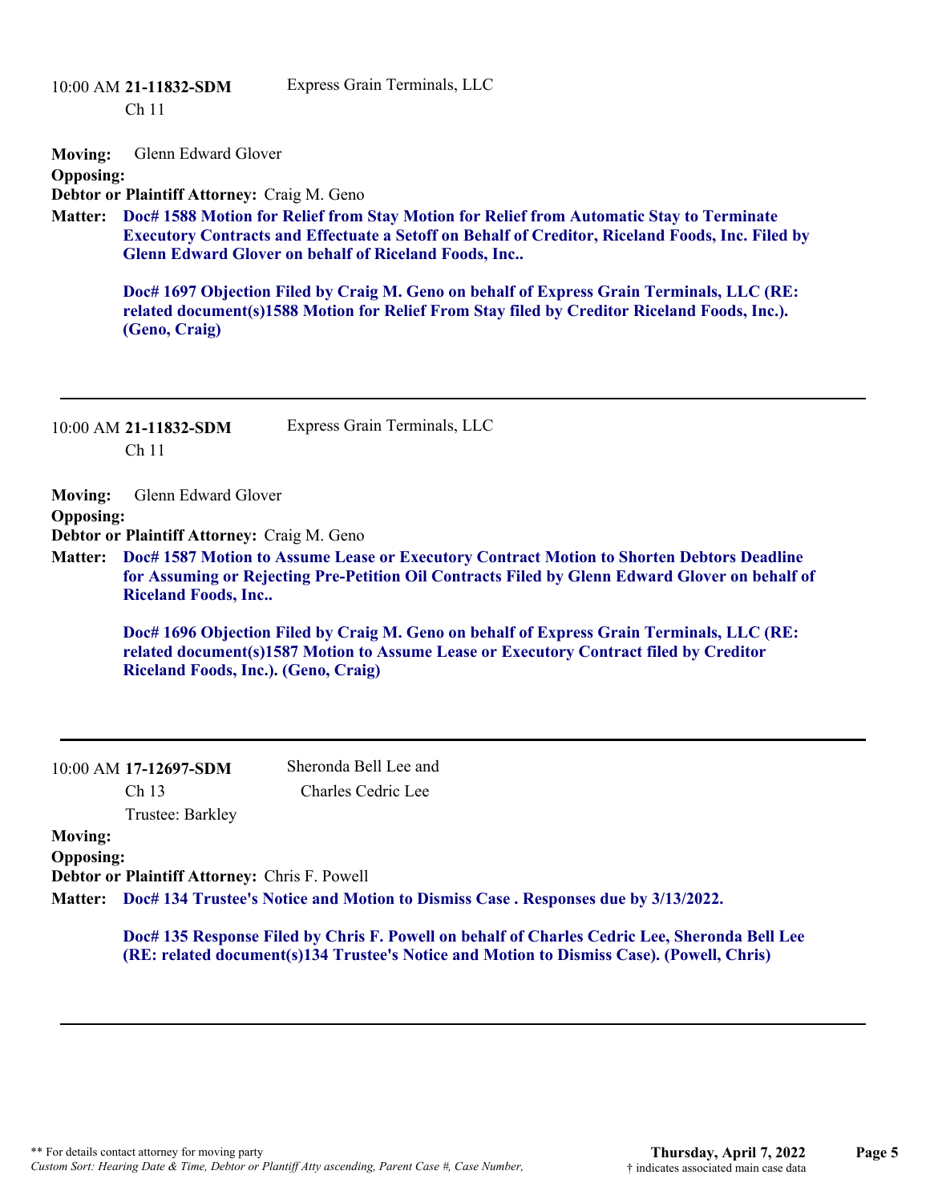10:00 AM **21-11832-SDM** Express Grain Terminals, LLC
Ch 11

**Moving:** Glenn Edward Glover
**Opposing:**
**Debtor or Plaintiff Attorney:** Craig M. Geno
**Matter:** **Doc# 1588 Motion for Relief from Stay Motion for Relief from Automatic Stay to Terminate Executory Contracts and Effectuate a Setoff on Behalf of Creditor, Riceland Foods, Inc. Filed by Glenn Edward Glover on behalf of Riceland Foods, Inc..**

**Doc# 1697 Objection Filed by Craig M. Geno on behalf of Express Grain Terminals, LLC (RE: related document(s)1588 Motion for Relief From Stay filed by Creditor Riceland Foods, Inc.). (Geno, Craig)**

---

10:00 AM **21-11832-SDM** Express Grain Terminals, LLC
Ch 11

**Moving:** Glenn Edward Glover
**Opposing:**
**Debtor or Plaintiff Attorney:** Craig M. Geno
**Matter:** **Doc# 1587 Motion to Assume Lease or Executory Contract Motion to Shorten Debtors Deadline for Assuming or Rejecting Pre-Petition Oil Contracts Filed by Glenn Edward Glover on behalf of Riceland Foods, Inc..**

**Doc# 1696 Objection Filed by Craig M. Geno on behalf of Express Grain Terminals, LLC (RE: related document(s)1587 Motion to Assume Lease or Executory Contract filed by Creditor Riceland Foods, Inc.). (Geno, Craig)**

---

10:00 AM **17-12697-SDM** Sheronda Bell Lee and Charles Cedric Lee
Ch 13
Trustee: Barkley

**Moving:**
**Opposing:**
**Debtor or Plaintiff Attorney:** Chris F. Powell
**Matter:** **Doc# 134 Trustee's Notice and Motion to Dismiss Case . Responses due by 3/13/2022.**

**Doc# 135 Response Filed by Chris F. Powell on behalf of Charles Cedric Lee, Sheronda Bell Lee (RE: related document(s)134 Trustee's Notice and Motion to Dismiss Case). (Powell, Chris)**

---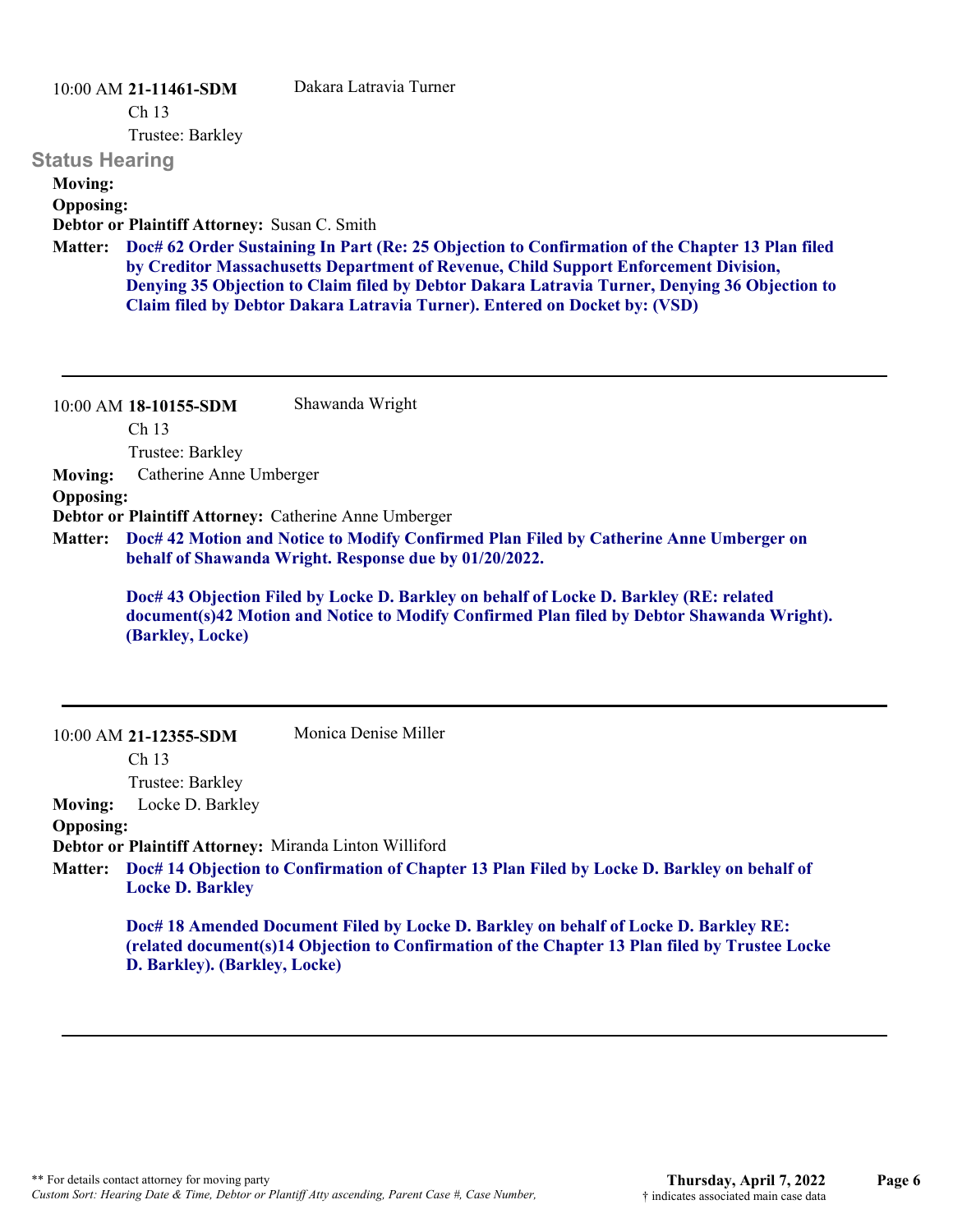10:00 AM **21-11461-SDM** Dakara Latravia Turner

Ch 13

Trustee: Barkley

### Status Hearing

**Moving:**

**Opposing:**

**Debtor or Plaintiff Attorney:** Susan C. Smith

**Matter:** **Doc# 62 Order Sustaining In Part (Re: 25 Objection to Confirmation of the Chapter 13 Plan filed by Creditor Massachusetts Department of Revenue, Child Support Enforcement Division, Denying 35 Objection to Claim filed by Debtor Dakara Latravia Turner, Denying 36 Objection to Claim filed by Debtor Dakara Latravia Turner). Entered on Docket by: (VSD)**

---

10:00 AM **18-10155-SDM** Shawanda Wright

Ch 13

Trustee: Barkley

**Moving:** Catherine Anne Umberger

**Opposing:**

**Debtor or Plaintiff Attorney:** Catherine Anne Umberger

**Matter:** **Doc# 42 Motion and Notice to Modify Confirmed Plan Filed by Catherine Anne Umberger on behalf of Shawanda Wright. Response due by 01/20/2022.**

**Doc# 43 Objection Filed by Locke D. Barkley on behalf of Locke D. Barkley (RE: related document(s)42 Motion and Notice to Modify Confirmed Plan filed by Debtor Shawanda Wright). (Barkley, Locke)**

---

10:00 AM **21-12355-SDM** Monica Denise Miller

Ch 13

Trustee: Barkley

**Moving:** Locke D. Barkley

**Opposing:**

**Debtor or Plaintiff Attorney:** Miranda Linton Williford

**Matter:** **Doc# 14 Objection to Confirmation of Chapter 13 Plan Filed by Locke D. Barkley on behalf of Locke D. Barkley**

**Doc# 18 Amended Document Filed by Locke D. Barkley on behalf of Locke D. Barkley RE: (related document(s)14 Objection to Confirmation of the Chapter 13 Plan filed by Trustee Locke D. Barkley). (Barkley, Locke)**

---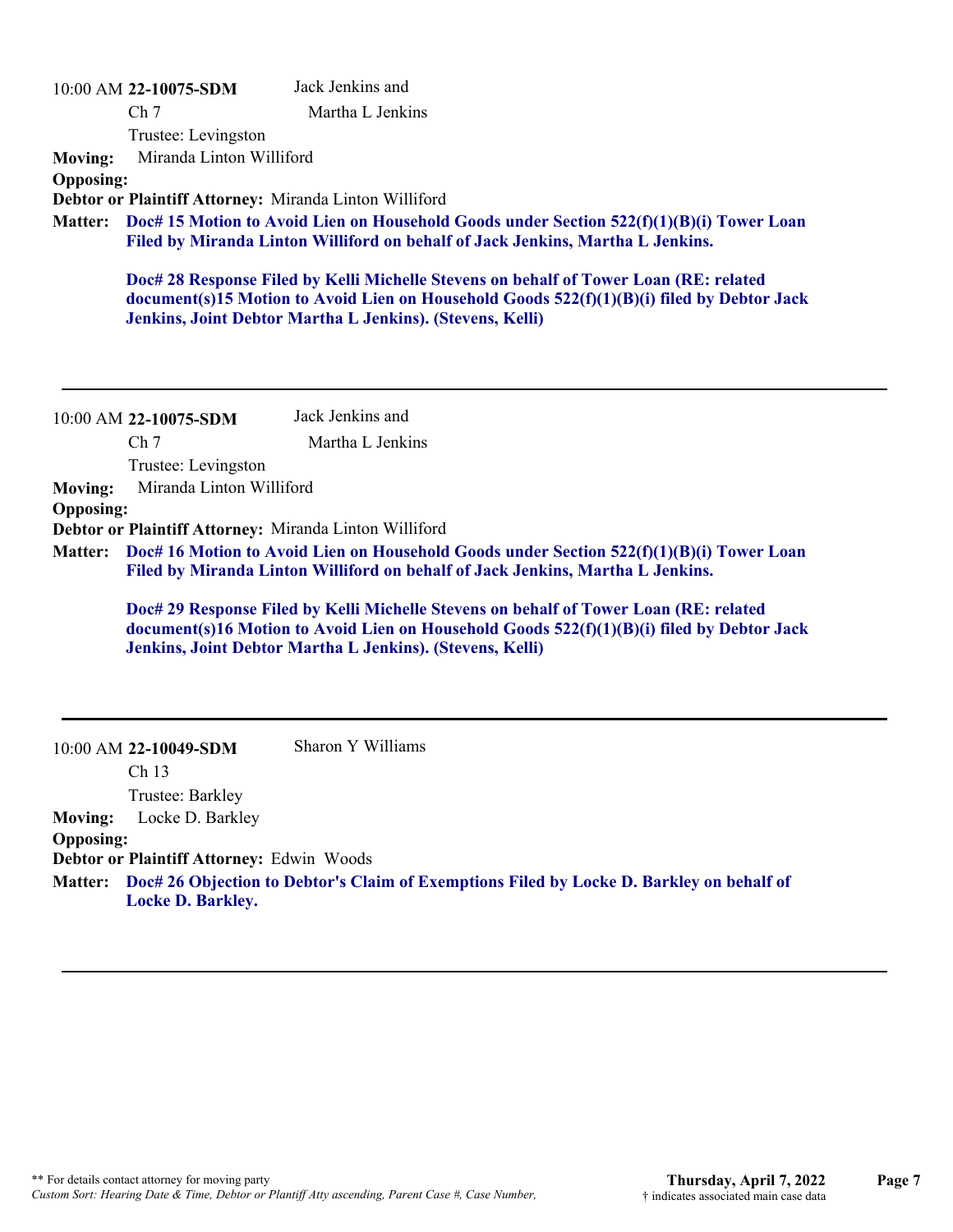10:00 AM **22-10075-SDM** Jack Jenkins and
Ch 7 Martha L Jenkins
Trustee: Levingston

**Moving:** Miranda Linton Williford

**Opposing:**

**Debtor or Plaintiff Attorney:** Miranda Linton Williford

**Matter:** **Doc# 15 Motion to Avoid Lien on Household Goods under Section 522(f)(1)(B)(i) Tower Loan Filed by Miranda Linton Williford on behalf of Jack Jenkins, Martha L Jenkins.**

**Doc# 28 Response Filed by Kelli Michelle Stevens on behalf of Tower Loan (RE: related document(s)15 Motion to Avoid Lien on Household Goods 522(f)(1)(B)(i) filed by Debtor Jack Jenkins, Joint Debtor Martha L Jenkins). (Stevens, Kelli)**

---

10:00 AM **22-10075-SDM** Jack Jenkins and
Ch 7 Martha L Jenkins
Trustee: Levingston

**Moving:** Miranda Linton Williford

**Opposing:**

**Debtor or Plaintiff Attorney:** Miranda Linton Williford

**Matter:** **Doc# 16 Motion to Avoid Lien on Household Goods under Section 522(f)(1)(B)(i) Tower Loan Filed by Miranda Linton Williford on behalf of Jack Jenkins, Martha L Jenkins.**

**Doc# 29 Response Filed by Kelli Michelle Stevens on behalf of Tower Loan (RE: related document(s)16 Motion to Avoid Lien on Household Goods 522(f)(1)(B)(i) filed by Debtor Jack Jenkins, Joint Debtor Martha L Jenkins). (Stevens, Kelli)**

---

10:00 AM **22-10049-SDM** Sharon Y Williams
Ch 13
Trustee: Barkley

**Moving:** Locke D. Barkley

**Opposing:**

**Debtor or Plaintiff Attorney:** Edwin Woods

**Matter:** **Doc# 26 Objection to Debtor's Claim of Exemptions Filed by Locke D. Barkley on behalf of Locke D. Barkley.**

---